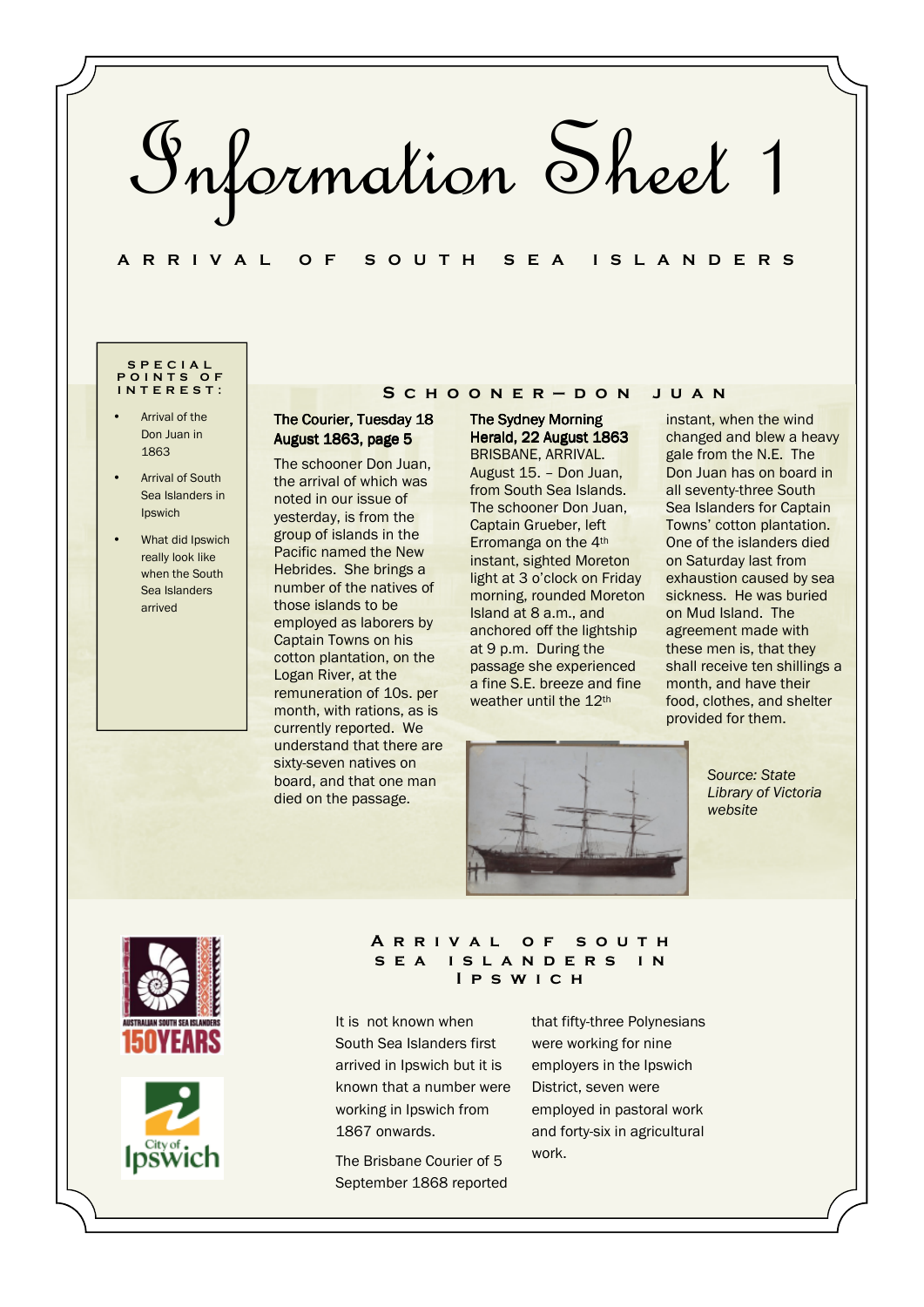# Information Sheet 1

## ARRIVAL OF SOUTH SEA ISLANDERS

**SPECIAL POINTS OF INTEREST:**

- Arrival of the Don Juan in 1863
- Arrival of South Sea Islanders in Ipswich
- What did Ipswich really look like when the South Sea Islanders arrived

### SCHOONER—DON JUAN

**The Courier, Tuesday 18 August 1863, page 5**

The schooner Don Juan, the arrival of which was noted in our issue of yesterday, is from the group of islands in the Pacific named the New Hebrides. She brings a number of the natives of those islands to be employed as laborers by Captain Towns on his cotton plantation, on the Logan River, at the remuneration of 10s. per month, with rations, as is currently reported. We understand that there are sixty-seven natives on board, and that one man died on the passage.

**The Sydney Morning Herald, 22 August 1863**

BRISBANE, ARRIVAL. August 15. – Don Juan, from South Sea Islands. The schooner Don Juan, Captain Grueber, left Erromanga on the 4th instant, sighted Moreton light at 3 o'clock on Friday morning, rounded Moreton Island at 8 a.m., and anchored off the lightship at 9 p.m. During the passage she experienced a fine S.E. breeze and fine weather until the 12th instant, when the wind changed and blew a heavy gale from the N.E. The Don Juan has on board in all seventy-three South Sea Islanders for Captain Towns' cotton plantation. One of the islanders died on Saturday last from exhaustion caused by sea sickness. He was buried on Mud Island. The agreement made with these men is, that they shall receive ten shillings a month, and have their food, clothes, and shelter provided for them.

*Source: State Library of Victoria website*

### ARRIVAL OF SOUTH SEA ISLANDERS IN IPSWICH

It is not known when South Sea Islanders first arrived in Ipswich but it is known that a number were working in Ipswich from 1867 onwards.

The Brisbane Courier of 5 September 1868 reported that fifty-three Polynesians were working for nine employers in the Ipswich District, seven were employed in pastoral work and forty-six in agricultural work.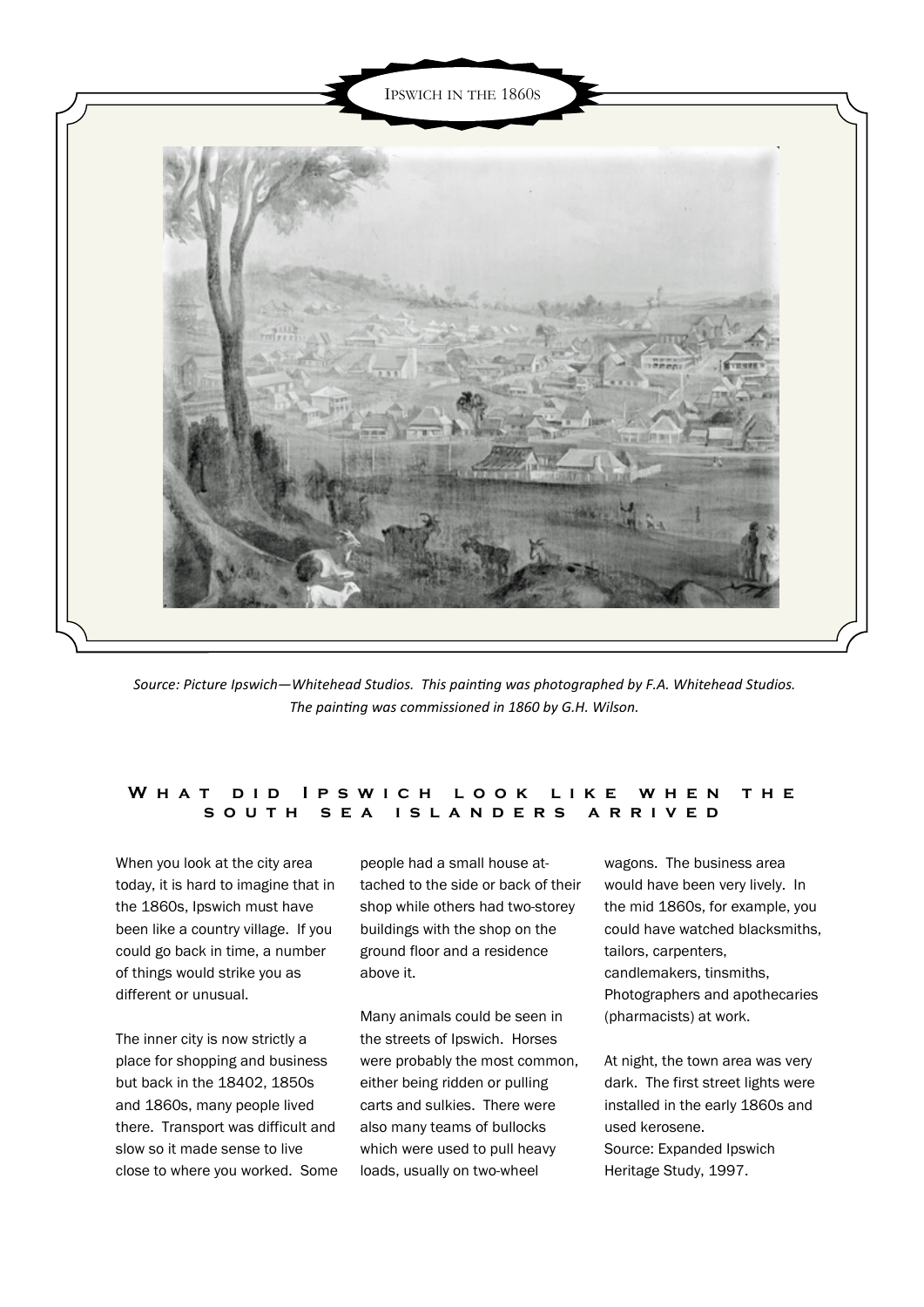# Ipswich in the 1860s

*Source: Picture Ipswich—Whitehead Studios. This painting was photographed by F.A. Whitehead Studios. The painting was commissioned in 1860 by G.H. Wilson.*

## What did Ipswich look like when the South Sea Islanders arrived

When you look at the city area today, it is hard to imagine that in the 1860s, Ipswich must have been like a country village. If you could go back in time, a number of things would strike you as different or unusual.

The inner city is now strictly a place for shopping and business but back in the 18402, 1850s and 1860s, many people lived there. Transport was difficult and slow so it made sense to live close to where you worked. Some people had a small house attached to the side or back of their shop while others had two-storey buildings with the shop on the ground floor and a residence above it.

Many animals could be seen in the streets of Ipswich. Horses were probably the most common, either being ridden or pulling carts and sulkies. There were also many teams of bullocks which were used to pull heavy loads, usually on two-wheel wagons. The business area would have been very lively. In the mid 1860s, for example, you could have watched blacksmiths, tailors, carpenters, candlemakers, tinsmiths, Photographers and apothecaries (pharmacists) at work.

At night, the town area was very dark. The first street lights were installed in the early 1860s and used kerosene.
Source: Expanded Ipswich Heritage Study, 1997.